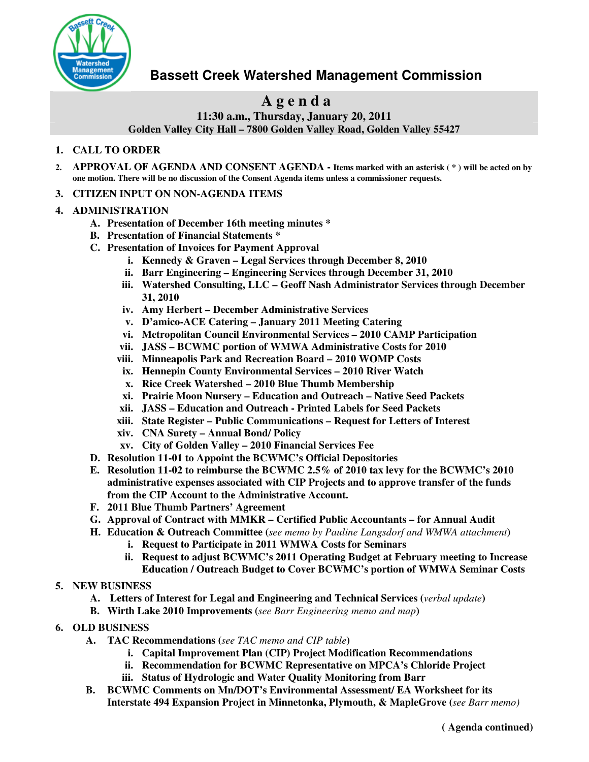# Bassett Creek Watershed Management Commission

## Agenda

**11:30 a.m., Thursday, January 20, 2011**
**Golden Valley City Hall – 7800 Golden Valley Road, Golden Valley 55427**

1. **CALL TO ORDER**
2. **APPROVAL OF AGENDA AND CONSENT AGENDA - Items marked with an asterisk ( * ) will be acted on by one motion. There will be no discussion of the Consent Agenda items unless a commissioner requests.**
3. **CITIZEN INPUT ON NON-AGENDA ITEMS**
4. **ADMINISTRATION**
   - A. **Presentation of December 16th meeting minutes ***
   - B. **Presentation of Financial Statements ***
   - C. **Presentation of Invoices for Payment Approval**
     - i. **Kennedy & Graven – Legal Services through December 8, 2010**
     - ii. **Barr Engineering – Engineering Services through December 31, 2010**
     - iii. **Watershed Consulting, LLC – Geoff Nash Administrator Services through December 31, 2010**
     - iv. **Amy Herbert – December Administrative Services**
     - v. **D'amico-ACE Catering – January 2011 Meeting Catering**
     - vi. **Metropolitan Council Environmental Services – 2010 CAMP Participation**
     - vii. **JASS – BCWMC portion of WMWA Administrative Costs for 2010**
     - viii. **Minneapolis Park and Recreation Board – 2010 WOMP Costs**
     - ix. **Hennepin County Environmental Services – 2010 River Watch**
     - x. **Rice Creek Watershed – 2010 Blue Thumb Membership**
     - xi. **Prairie Moon Nursery – Education and Outreach – Native Seed Packets**
     - xii. **JASS – Education and Outreach - Printed Labels for Seed Packets**
     - xiii. **State Register – Public Communications – Request for Letters of Interest**
     - xiv. **CNA Surety – Annual Bond/ Policy**
     - xv. **City of Golden Valley – 2010 Financial Services Fee**
   - D. **Resolution 11-01 to Appoint the BCWMC's Official Depositories**
   - E. **Resolution 11-02 to reimburse the BCWMC 2.5% of 2010 tax levy for the BCWMC's 2010 administrative expenses associated with CIP Projects and to approve transfer of the funds from the CIP Account to the Administrative Account.**
   - F. **2011 Blue Thumb Partners' Agreement**
   - G. **Approval of Contract with MMKR – Certified Public Accountants – for Annual Audit**
   - H. **Education & Outreach Committee** (*see memo by Pauline Langsdorf and WMWA attachment*)
     - i. **Request to Participate in 2011 WMWA Costs for Seminars**
     - ii. **Request to adjust BCWMC's 2011 Operating Budget at February meeting to Increase Education / Outreach Budget to Cover BCWMC's portion of WMWA Seminar Costs**
5. **NEW BUSINESS**
   - A. **Letters of Interest for Legal and Engineering and Technical Services** (*verbal update*)
   - B. **Wirth Lake 2010 Improvements** (*see Barr Engineering memo and map*)
6. **OLD BUSINESS**
   - A. **TAC Recommendations** (*see TAC memo and CIP table*)
     - i. **Capital Improvement Plan (CIP) Project Modification Recommendations**
     - ii. **Recommendation for BCWMC Representative on MPCA's Chloride Project**
     - iii. **Status of Hydrologic and Water Quality Monitoring from Barr**
   - B. **BCWMC Comments on Mn/DOT's Environmental Assessment/ EA Worksheet for its Interstate 494 Expansion Project in Minnetonka, Plymouth, & MapleGrove** (*see Barr memo)*

**( Agenda continued)**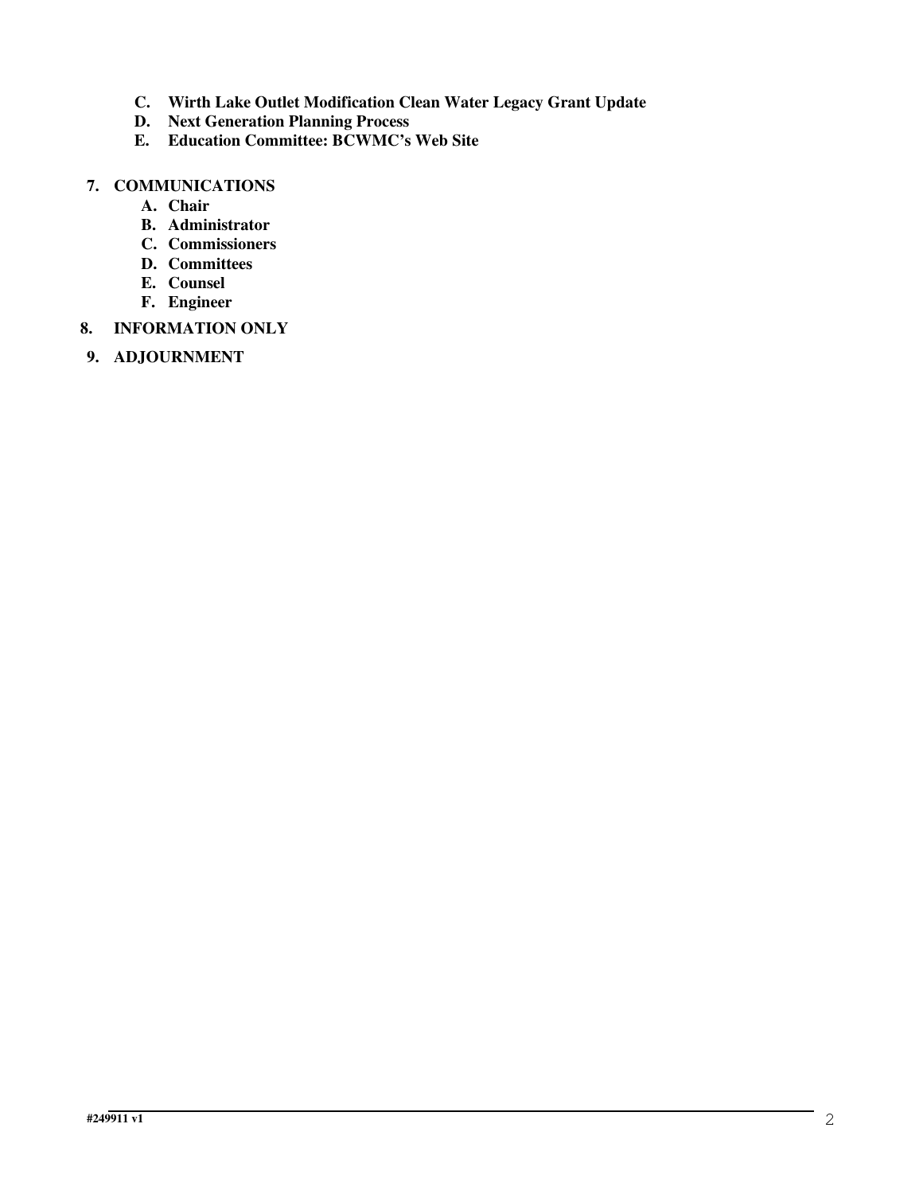- **C. Wirth Lake Outlet Modification Clean Water Legacy Grant Update**
- **D. Next Generation Planning Process**
- **E. Education Committee: BCWMC's Web Site**

**7. COMMUNICATIONS**

- **A. Chair**
- **B. Administrator**
- **C. Commissioners**
- **D. Committees**
- **E. Counsel**
- **F. Engineer**

**8. INFORMATION ONLY**

**9. ADJOURNMENT**

#249911 v1